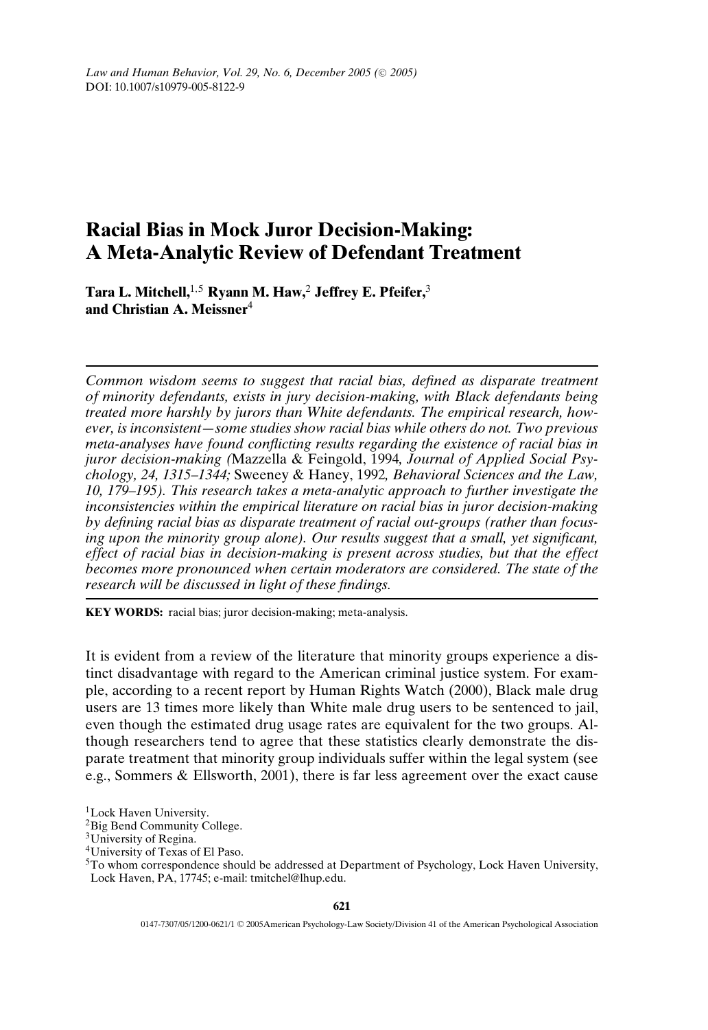# Racial Bias in Mock Juror Decision-Making: A Meta-Analytic Review of Defendant Treatment

**Tara L. Mitchell,**[1,5] **Ryann M. Haw,**[2] **Jeffrey E. Pfeifer,**[3] **and Christian A. Meissner**[4]

*Common wisdom seems to suggest that racial bias, defined as disparate treatment of minority defendants, exists in jury decision-making, with Black defendants being treated more harshly by jurors than White defendants. The empirical research, however, is inconsistent—some studies show racial bias while others do not. Two previous meta-analyses have found conflicting results regarding the existence of racial bias in juror decision-making (*Mazzella & Feingold, 1994*, Journal of Applied Social Psychology, 24, 1315–1344;* Sweeney & Haney, 1992*, Behavioral Sciences and the Law, 10, 179–195). This research takes a meta-analytic approach to further investigate the inconsistencies within the empirical literature on racial bias in juror decision-making by defining racial bias as disparate treatment of racial out-groups (rather than focusing upon the minority group alone). Our results suggest that a small, yet significant, effect of racial bias in decision-making is present across studies, but that the effect becomes more pronounced when certain moderators are considered. The state of the research will be discussed in light of these findings.*

**KEY WORDS:** racial bias; juror decision-making; meta-analysis.

It is evident from a review of the literature that minority groups experience a distinct disadvantage with regard to the American criminal justice system. For example, according to a recent report by Human Rights Watch (2000), Black male drug users are 13 times more likely than White male drug users to be sentenced to jail, even though the estimated drug usage rates are equivalent for the two groups. Although researchers tend to agree that these statistics clearly demonstrate the disparate treatment that minority group individuals suffer within the legal system (see e.g., Sommers & Ellsworth, 2001), there is far less agreement over the exact cause

[1] Lock Haven University.

[2] Big Bend Community College.

[3] University of Regina.

[4] University of Texas of El Paso.

[5] To whom correspondence should be addressed at Department of Psychology, Lock Haven University, Lock Haven, PA, 17745; e-mail: tmitchel@lhup.edu.

0147-7307/05/1200-0621/1 © 2005American Psychology-Law Society/Division 41 of the American Psychological Association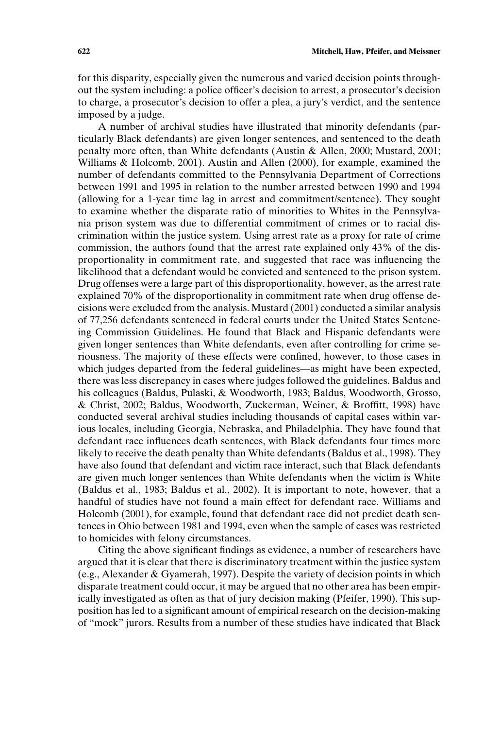for this disparity, especially given the numerous and varied decision points throughout the system including: a police officer's decision to arrest, a prosecutor's decision to charge, a prosecutor's decision to offer a plea, a jury's verdict, and the sentence imposed by a judge.

A number of archival studies have illustrated that minority defendants (particularly Black defendants) are given longer sentences, and sentenced to the death penalty more often, than White defendants (Austin & Allen, 2000; Mustard, 2001; Williams & Holcomb, 2001). Austin and Allen (2000), for example, examined the number of defendants committed to the Pennsylvania Department of Corrections between 1991 and 1995 in relation to the number arrested between 1990 and 1994 (allowing for a 1-year time lag in arrest and commitment/sentence). They sought to examine whether the disparate ratio of minorities to Whites in the Pennsylvania prison system was due to differential commitment of crimes or to racial discrimination within the justice system. Using arrest rate as a proxy for rate of crime commission, the authors found that the arrest rate explained only 43% of the disproportionality in commitment rate, and suggested that race was influencing the likelihood that a defendant would be convicted and sentenced to the prison system. Drug offenses were a large part of this disproportionality, however, as the arrest rate explained 70% of the disproportionality in commitment rate when drug offense decisions were excluded from the analysis. Mustard (2001) conducted a similar analysis of 77,256 defendants sentenced in federal courts under the United States Sentencing Commission Guidelines. He found that Black and Hispanic defendants were given longer sentences than White defendants, even after controlling for crime seriousness. The majority of these effects were confined, however, to those cases in which judges departed from the federal guidelines—as might have been expected, there was less discrepancy in cases where judges followed the guidelines. Baldus and his colleagues (Baldus, Pulaski, & Woodworth, 1983; Baldus, Woodworth, Grosso, & Christ, 2002; Baldus, Woodworth, Zuckerman, Weiner, & Broffitt, 1998) have conducted several archival studies including thousands of capital cases within various locales, including Georgia, Nebraska, and Philadelphia. They have found that defendant race influences death sentences, with Black defendants four times more likely to receive the death penalty than White defendants (Baldus et al., 1998). They have also found that defendant and victim race interact, such that Black defendants are given much longer sentences than White defendants when the victim is White (Baldus et al., 1983; Baldus et al., 2002). It is important to note, however, that a handful of studies have not found a main effect for defendant race. Williams and Holcomb (2001), for example, found that defendant race did not predict death sentences in Ohio between 1981 and 1994, even when the sample of cases was restricted to homicides with felony circumstances.

Citing the above significant findings as evidence, a number of researchers have argued that it is clear that there is discriminatory treatment within the justice system (e.g., Alexander & Gyamerah, 1997). Despite the variety of decision points in which disparate treatment could occur, it may be argued that no other area has been empirically investigated as often as that of jury decision making (Pfeifer, 1990). This supposition has led to a significant amount of empirical research on the decision-making of "mock" jurors. Results from a number of these studies have indicated that Black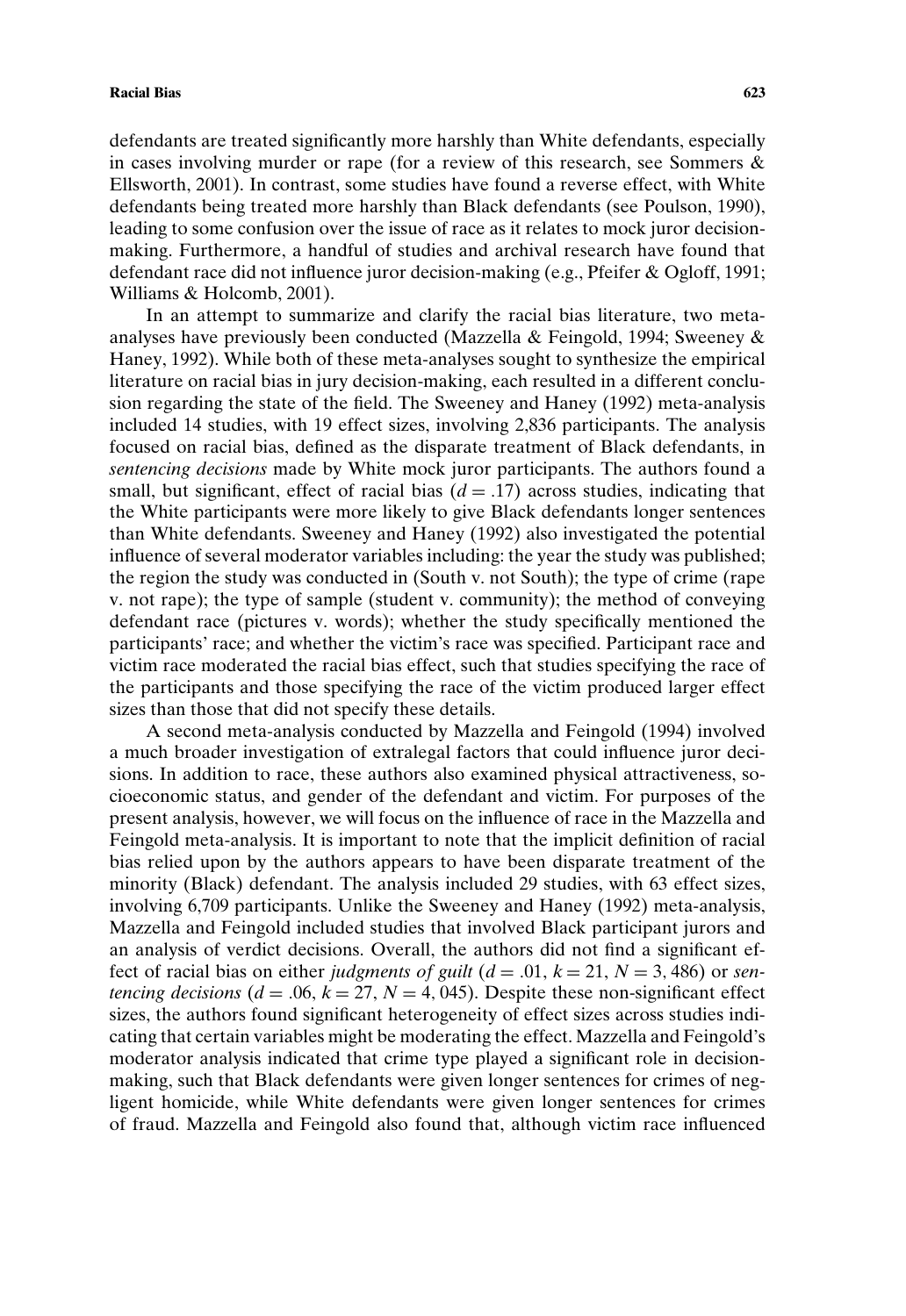defendants are treated significantly more harshly than White defendants, especially in cases involving murder or rape (for a review of this research, see Sommers & Ellsworth, 2001). In contrast, some studies have found a reverse effect, with White defendants being treated more harshly than Black defendants (see Poulson, 1990), leading to some confusion over the issue of race as it relates to mock juror decision-making. Furthermore, a handful of studies and archival research have found that defendant race did not influence juror decision-making (e.g., Pfeifer & Ogloff, 1991; Williams & Holcomb, 2001).

In an attempt to summarize and clarify the racial bias literature, two meta-analyses have previously been conducted (Mazzella & Feingold, 1994; Sweeney & Haney, 1992). While both of these meta-analyses sought to synthesize the empirical literature on racial bias in jury decision-making, each resulted in a different conclusion regarding the state of the field. The Sweeney and Haney (1992) meta-analysis included 14 studies, with 19 effect sizes, involving 2,836 participants. The analysis focused on racial bias, defined as the disparate treatment of Black defendants, in *sentencing decisions* made by White mock juror participants. The authors found a small, but significant, effect of racial bias ($d = .17$) across studies, indicating that the White participants were more likely to give Black defendants longer sentences than White defendants. Sweeney and Haney (1992) also investigated the potential influence of several moderator variables including: the year the study was published; the region the study was conducted in (South v. not South); the type of crime (rape v. not rape); the type of sample (student v. community); the method of conveying defendant race (pictures v. words); whether the study specifically mentioned the participants' race; and whether the victim's race was specified. Participant race and victim race moderated the racial bias effect, such that studies specifying the race of the participants and those specifying the race of the victim produced larger effect sizes than those that did not specify these details.

A second meta-analysis conducted by Mazzella and Feingold (1994) involved a much broader investigation of extralegal factors that could influence juror decisions. In addition to race, these authors also examined physical attractiveness, socioeconomic status, and gender of the defendant and victim. For purposes of the present analysis, however, we will focus on the influence of race in the Mazzella and Feingold meta-analysis. It is important to note that the implicit definition of racial bias relied upon by the authors appears to have been disparate treatment of the minority (Black) defendant. The analysis included 29 studies, with 63 effect sizes, involving 6,709 participants. Unlike the Sweeney and Haney (1992) meta-analysis, Mazzella and Feingold included studies that involved Black participant jurors and an analysis of verdict decisions. Overall, the authors did not find a significant effect of racial bias on either *judgments of guilt* ($d = .01$, $k = 21$, $N = 3,486$) or *sentencing decisions* ($d = .06$, $k = 27$, $N = 4,045$). Despite these non-significant effect sizes, the authors found significant heterogeneity of effect sizes across studies indicating that certain variables might be moderating the effect. Mazzella and Feingold's moderator analysis indicated that crime type played a significant role in decision-making, such that Black defendants were given longer sentences for crimes of negligent homicide, while White defendants were given longer sentences for crimes of fraud. Mazzella and Feingold also found that, although victim race influenced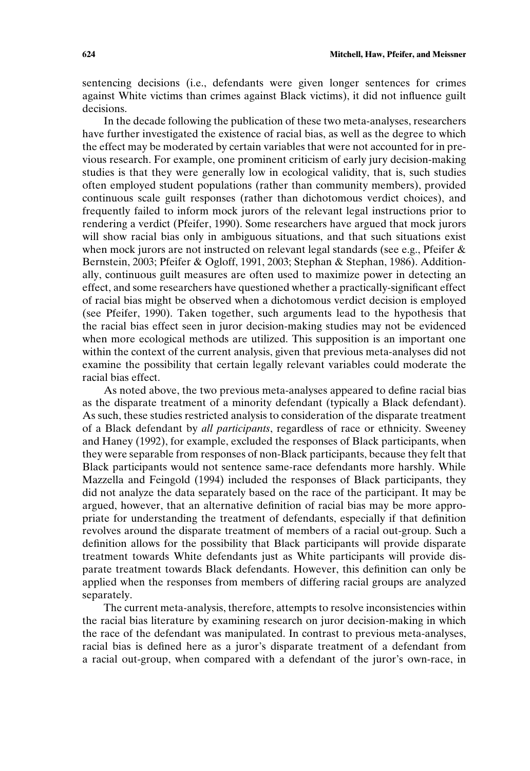sentencing decisions (i.e., defendants were given longer sentences for crimes against White victims than crimes against Black victims), it did not influence guilt decisions.

In the decade following the publication of these two meta-analyses, researchers have further investigated the existence of racial bias, as well as the degree to which the effect may be moderated by certain variables that were not accounted for in previous research. For example, one prominent criticism of early jury decision-making studies is that they were generally low in ecological validity, that is, such studies often employed student populations (rather than community members), provided continuous scale guilt responses (rather than dichotomous verdict choices), and frequently failed to inform mock jurors of the relevant legal instructions prior to rendering a verdict (Pfeifer, 1990). Some researchers have argued that mock jurors will show racial bias only in ambiguous situations, and that such situations exist when mock jurors are not instructed on relevant legal standards (see e.g., Pfeifer & Bernstein, 2003; Pfeifer & Ogloff, 1991, 2003; Stephan & Stephan, 1986). Additionally, continuous guilt measures are often used to maximize power in detecting an effect, and some researchers have questioned whether a practically-significant effect of racial bias might be observed when a dichotomous verdict decision is employed (see Pfeifer, 1990). Taken together, such arguments lead to the hypothesis that the racial bias effect seen in juror decision-making studies may not be evidenced when more ecological methods are utilized. This supposition is an important one within the context of the current analysis, given that previous meta-analyses did not examine the possibility that certain legally relevant variables could moderate the racial bias effect.

As noted above, the two previous meta-analyses appeared to define racial bias as the disparate treatment of a minority defendant (typically a Black defendant). As such, these studies restricted analysis to consideration of the disparate treatment of a Black defendant by *all participants*, regardless of race or ethnicity. Sweeney and Haney (1992), for example, excluded the responses of Black participants, when they were separable from responses of non-Black participants, because they felt that Black participants would not sentence same-race defendants more harshly. While Mazzella and Feingold (1994) included the responses of Black participants, they did not analyze the data separately based on the race of the participant. It may be argued, however, that an alternative definition of racial bias may be more appropriate for understanding the treatment of defendants, especially if that definition revolves around the disparate treatment of members of a racial out-group. Such a definition allows for the possibility that Black participants will provide disparate treatment towards White defendants just as White participants will provide disparate treatment towards Black defendants. However, this definition can only be applied when the responses from members of differing racial groups are analyzed separately.

The current meta-analysis, therefore, attempts to resolve inconsistencies within the racial bias literature by examining research on juror decision-making in which the race of the defendant was manipulated. In contrast to previous meta-analyses, racial bias is defined here as a juror's disparate treatment of a defendant from a racial out-group, when compared with a defendant of the juror's own-race, in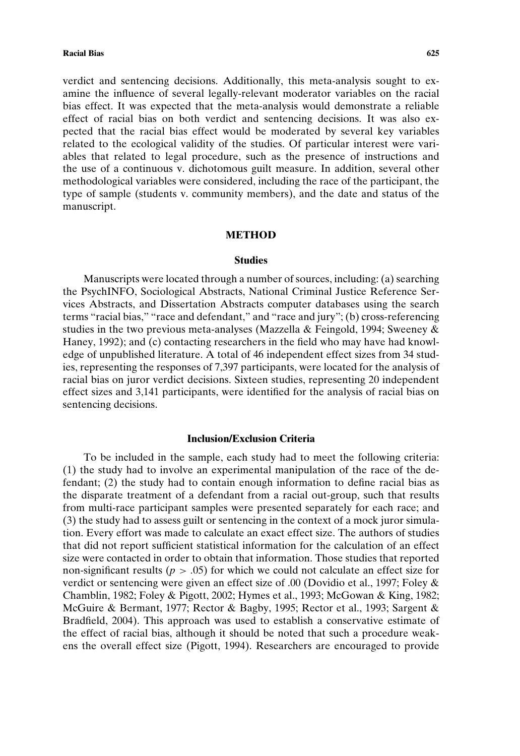verdict and sentencing decisions. Additionally, this meta-analysis sought to examine the influence of several legally-relevant moderator variables on the racial bias effect. It was expected that the meta-analysis would demonstrate a reliable effect of racial bias on both verdict and sentencing decisions. It was also expected that the racial bias effect would be moderated by several key variables related to the ecological validity of the studies. Of particular interest were variables that related to legal procedure, such as the presence of instructions and the use of a continuous v. dichotomous guilt measure. In addition, several other methodological variables were considered, including the race of the participant, the type of sample (students v. community members), and the date and status of the manuscript.

## METHOD

### Studies

Manuscripts were located through a number of sources, including: (a) searching the PsychINFO, Sociological Abstracts, National Criminal Justice Reference Services Abstracts, and Dissertation Abstracts computer databases using the search terms "racial bias," "race and defendant," and "race and jury"; (b) cross-referencing studies in the two previous meta-analyses (Mazzella & Feingold, 1994; Sweeney & Haney, 1992); and (c) contacting researchers in the field who may have had knowledge of unpublished literature. A total of 46 independent effect sizes from 34 studies, representing the responses of 7,397 participants, were located for the analysis of racial bias on juror verdict decisions. Sixteen studies, representing 20 independent effect sizes and 3,141 participants, were identified for the analysis of racial bias on sentencing decisions.

### Inclusion/Exclusion Criteria

To be included in the sample, each study had to meet the following criteria: (1) the study had to involve an experimental manipulation of the race of the defendant; (2) the study had to contain enough information to define racial bias as the disparate treatment of a defendant from a racial out-group, such that results from multi-race participant samples were presented separately for each race; and (3) the study had to assess guilt or sentencing in the context of a mock juror simulation. Every effort was made to calculate an exact effect size. The authors of studies that did not report sufficient statistical information for the calculation of an effect size were contacted in order to obtain that information. Those studies that reported non-significant results ($p > .05$) for which we could not calculate an effect size for verdict or sentencing were given an effect size of .00 (Dovidio et al., 1997; Foley & Chamblin, 1982; Foley & Pigott, 2002; Hymes et al., 1993; McGowan & King, 1982; McGuire & Bermant, 1977; Rector & Bagby, 1995; Rector et al., 1993; Sargent & Bradfield, 2004). This approach was used to establish a conservative estimate of the effect of racial bias, although it should be noted that such a procedure weakens the overall effect size (Pigott, 1994). Researchers are encouraged to provide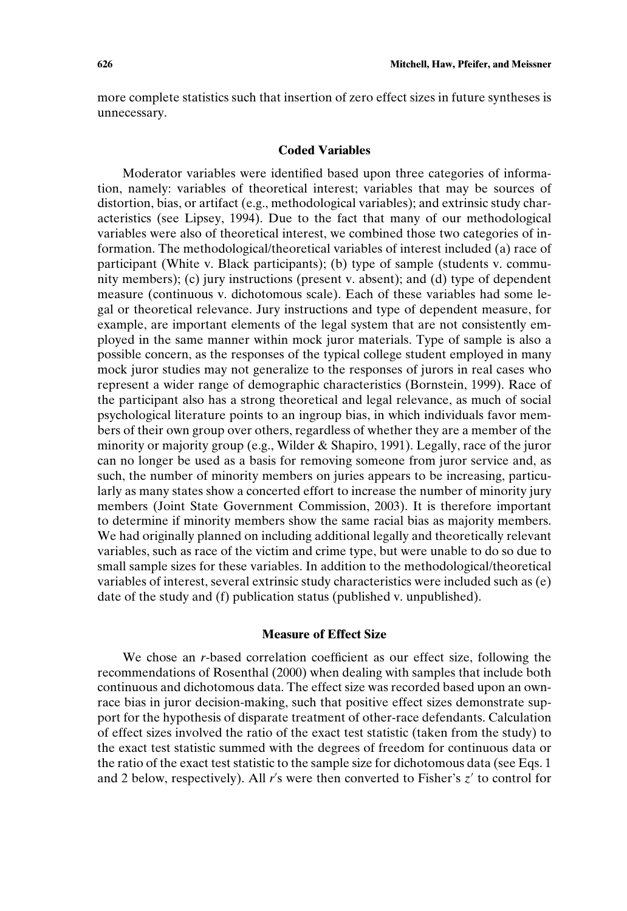more complete statistics such that insertion of zero effect sizes in future syntheses is unnecessary.

### Coded Variables

Moderator variables were identified based upon three categories of information, namely: variables of theoretical interest; variables that may be sources of distortion, bias, or artifact (e.g., methodological variables); and extrinsic study characteristics (see Lipsey, 1994). Due to the fact that many of our methodological variables were also of theoretical interest, we combined those two categories of information. The methodological/theoretical variables of interest included (a) race of participant (White v. Black participants); (b) type of sample (students v. community members); (c) jury instructions (present v. absent); and (d) type of dependent measure (continuous v. dichotomous scale). Each of these variables had some legal or theoretical relevance. Jury instructions and type of dependent measure, for example, are important elements of the legal system that are not consistently employed in the same manner within mock juror materials. Type of sample is also a possible concern, as the responses of the typical college student employed in many mock juror studies may not generalize to the responses of jurors in real cases who represent a wider range of demographic characteristics (Bornstein, 1999). Race of the participant also has a strong theoretical and legal relevance, as much of social psychological literature points to an ingroup bias, in which individuals favor members of their own group over others, regardless of whether they are a member of the minority or majority group (e.g., Wilder & Shapiro, 1991). Legally, race of the juror can no longer be used as a basis for removing someone from juror service and, as such, the number of minority members on juries appears to be increasing, particularly as many states show a concerted effort to increase the number of minority jury members (Joint State Government Commission, 2003). It is therefore important to determine if minority members show the same racial bias as majority members. We had originally planned on including additional legally and theoretically relevant variables, such as race of the victim and crime type, but were unable to do so due to small sample sizes for these variables. In addition to the methodological/theoretical variables of interest, several extrinsic study characteristics were included such as (e) date of the study and (f) publication status (published v. unpublished).

### Measure of Effect Size

We chose an $r$-based correlation coefficient as our effect size, following the recommendations of Rosenthal (2000) when dealing with samples that include both continuous and dichotomous data. The effect size was recorded based upon an own-race bias in juror decision-making, such that positive effect sizes demonstrate support for the hypothesis of disparate treatment of other-race defendants. Calculation of effect sizes involved the ratio of the exact test statistic (taken from the study) to the exact test statistic summed with the degrees of freedom for continuous data or the ratio of the exact test statistic to the sample size for dichotomous data (see Eqs. 1 and 2 below, respectively). All $r$'s were then converted to Fisher's $z'$ to control for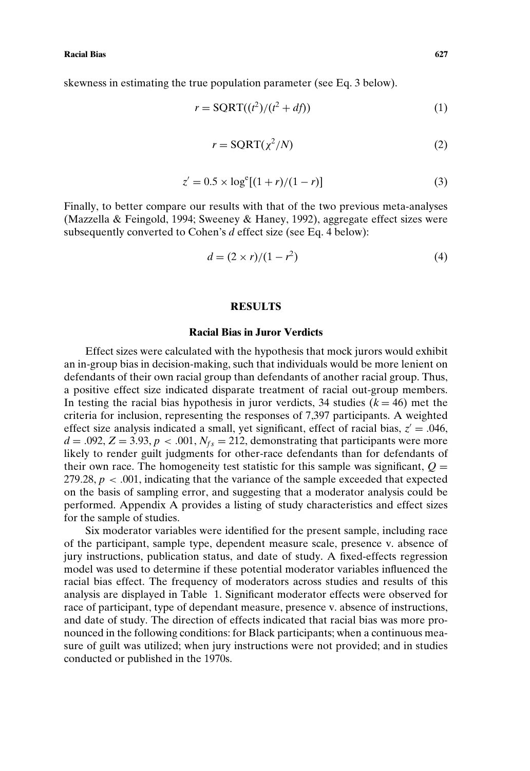skewness in estimating the true population parameter (see Eq. 3 below).

$$r = \text{SQRT}((t^2)/(t^2 + df)) \tag{1}$$

$$r = \text{SQRT}(\chi^2/N) \tag{2}$$

$$z' = 0.5 \times \log^{e}[(1 + r)/(1 - r)] \tag{3}$$

Finally, to better compare our results with that of the two previous meta-analyses (Mazzella & Feingold, 1994; Sweeney & Haney, 1992), aggregate effect sizes were subsequently converted to Cohen's *d* effect size (see Eq. 4 below):

$$d = (2 \times r)/(1 - r^2) \tag{4}$$

## RESULTS

### Racial Bias in Juror Verdicts

Effect sizes were calculated with the hypothesis that mock jurors would exhibit an in-group bias in decision-making, such that individuals would be more lenient on defendants of their own racial group than defendants of another racial group. Thus, a positive effect size indicated disparate treatment of racial out-group members. In testing the racial bias hypothesis in juror verdicts, 34 studies ($k = 46$) met the criteria for inclusion, representing the responses of 7,397 participants. A weighted effect size analysis indicated a small, yet significant, effect of racial bias, $z' = .046$, $d = .092$, $Z = 3.93$, $p < .001$, $N_{fs} = 212$, demonstrating that participants were more likely to render guilt judgments for other-race defendants than for defendants of their own race. The homogeneity test statistic for this sample was significant, $Q = 279.28$, $p < .001$, indicating that the variance of the sample exceeded that expected on the basis of sampling error, and suggesting that a moderator analysis could be performed. Appendix A provides a listing of study characteristics and effect sizes for the sample of studies.

Six moderator variables were identified for the present sample, including race of the participant, sample type, dependent measure scale, presence v. absence of jury instructions, publication status, and date of study. A fixed-effects regression model was used to determine if these potential moderator variables influenced the racial bias effect. The frequency of moderators across studies and results of this analysis are displayed in Table 1. Significant moderator effects were observed for race of participant, type of dependant measure, presence v. absence of instructions, and date of study. The direction of effects indicated that racial bias was more pronounced in the following conditions: for Black participants; when a continuous measure of guilt was utilized; when jury instructions were not provided; and in studies conducted or published in the 1970s.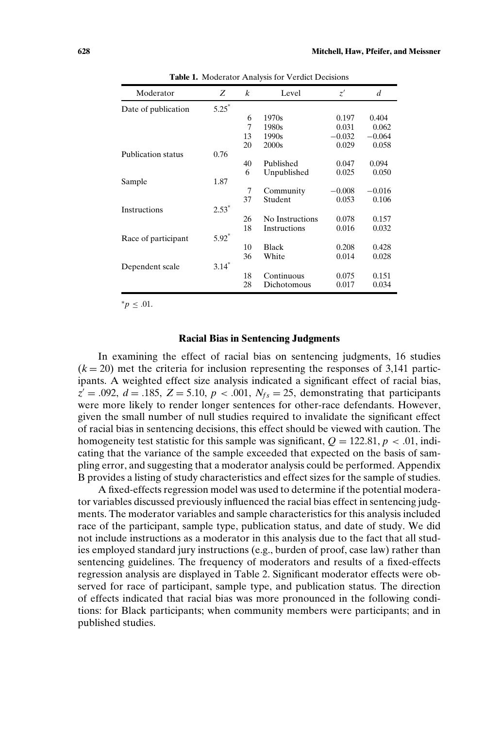**Table 1.** Moderator Analysis for Verdict Decisions

| Moderator | $Z$ | $k$ | Level | $z'$ | $d$ |
|---|---|---|---|---|---|
| Date of publication | 5.25* | | | | |
| | | 6 | 1970s | 0.197 | 0.404 |
| | | 7 | 1980s | 0.031 | 0.062 |
| | | 13 | 1990s | −0.032 | −0.064 |
| | | 20 | 2000s | 0.029 | 0.058 |
| Publication status | 0.76 | | | | |
| | | 40 | Published | 0.047 | 0.094 |
| | | 6 | Unpublished | 0.025 | 0.050 |
| Sample | 1.87 | | | | |
| | | 7 | Community | −0.008 | −0.016 |
| | | 37 | Student | 0.053 | 0.106 |
| Instructions | 2.53* | | | | |
| | | 26 | No Instructions | 0.078 | 0.157 |
| | | 18 | Instructions | 0.016 | 0.032 |
| Race of participant | 5.92* | | | | |
| | | 10 | Black | 0.208 | 0.428 |
| | | 36 | White | 0.014 | 0.028 |
| Dependent scale | 3.14* | | | | |
| | | 18 | Continuous | 0.075 | 0.151 |
| | | 28 | Dichotomous | 0.017 | 0.034 |

*$p \leq .01$.

### Racial Bias in Sentencing Judgments

In examining the effect of racial bias on sentencing judgments, 16 studies ($k = 20$) met the criteria for inclusion representing the responses of 3,141 participants. A weighted effect size analysis indicated a significant effect of racial bias, $z' = .092$, $d = .185$, $Z = 5.10$, $p < .001$, $N_{fs} = 25$, demonstrating that participants were more likely to render longer sentences for other-race defendants. However, given the small number of null studies required to invalidate the significant effect of racial bias in sentencing decisions, this effect should be viewed with caution. The homogeneity test statistic for this sample was significant, $Q = 122.81$, $p < .01$, indicating that the variance of the sample exceeded that expected on the basis of sampling error, and suggesting that a moderator analysis could be performed. Appendix B provides a listing of study characteristics and effect sizes for the sample of studies.

A fixed-effects regression model was used to determine if the potential moderator variables discussed previously influenced the racial bias effect in sentencing judgments. The moderator variables and sample characteristics for this analysis included race of the participant, sample type, publication status, and date of study. We did not include instructions as a moderator in this analysis due to the fact that all studies employed standard jury instructions (e.g., burden of proof, case law) rather than sentencing guidelines. The frequency of moderators and results of a fixed-effects regression analysis are displayed in Table 2. Significant moderator effects were observed for race of participant, sample type, and publication status. The direction of effects indicated that racial bias was more pronounced in the following conditions: for Black participants; when community members were participants; and in published studies.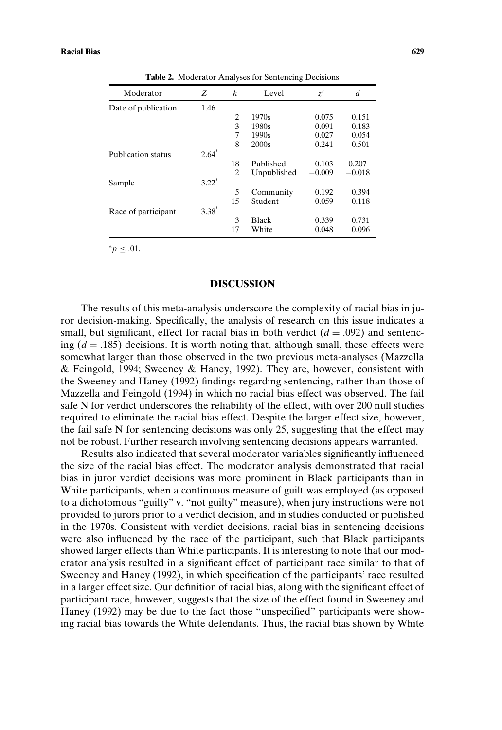**Table 2.** Moderator Analyses for Sentencing Decisions

| Moderator | $Z$ | $k$ | Level | $z'$ | $d$ |
|---|---|---|---|---|---|
| Date of publication | 1.46 | | | | |
| | | 2 | 1970s | 0.075 | 0.151 |
| | | 3 | 1980s | 0.091 | 0.183 |
| | | 7 | 1990s | 0.027 | 0.054 |
| | | 8 | 2000s | 0.241 | 0.501 |
| Publication status | 2.64* | | | | |
| | | 18 | Published | 0.103 | 0.207 |
| | | 2 | Unpublished | −0.009 | −0.018 |
| Sample | 3.22* | | | | |
| | | 5 | Community | 0.192 | 0.394 |
| | | 15 | Student | 0.059 | 0.118 |
| Race of participant | 3.38* | | | | |
| | | 3 | Black | 0.339 | 0.731 |
| | | 17 | White | 0.048 | 0.096 |

*$p \leq .01$.

## DISCUSSION

The results of this meta-analysis underscore the complexity of racial bias in juror decision-making. Specifically, the analysis of research on this issue indicates a small, but significant, effect for racial bias in both verdict ($d = .092$) and sentencing ($d = .185$) decisions. It is worth noting that, although small, these effects were somewhat larger than those observed in the two previous meta-analyses (Mazzella & Feingold, 1994; Sweeney & Haney, 1992). They are, however, consistent with the Sweeney and Haney (1992) findings regarding sentencing, rather than those of Mazzella and Feingold (1994) in which no racial bias effect was observed. The fail safe N for verdict underscores the reliability of the effect, with over 200 null studies required to eliminate the racial bias effect. Despite the larger effect size, however, the fail safe N for sentencing decisions was only 25, suggesting that the effect may not be robust. Further research involving sentencing decisions appears warranted.

Results also indicated that several moderator variables significantly influenced the size of the racial bias effect. The moderator analysis demonstrated that racial bias in juror verdict decisions was more prominent in Black participants than in White participants, when a continuous measure of guilt was employed (as opposed to a dichotomous "guilty" v. "not guilty" measure), when jury instructions were not provided to jurors prior to a verdict decision, and in studies conducted or published in the 1970s. Consistent with verdict decisions, racial bias in sentencing decisions were also influenced by the race of the participant, such that Black participants showed larger effects than White participants. It is interesting to note that our moderator analysis resulted in a significant effect of participant race similar to that of Sweeney and Haney (1992), in which specification of the participants' race resulted in a larger effect size. Our definition of racial bias, along with the significant effect of participant race, however, suggests that the size of the effect found in Sweeney and Haney (1992) may be due to the fact those "unspecified" participants were showing racial bias towards the White defendants. Thus, the racial bias shown by White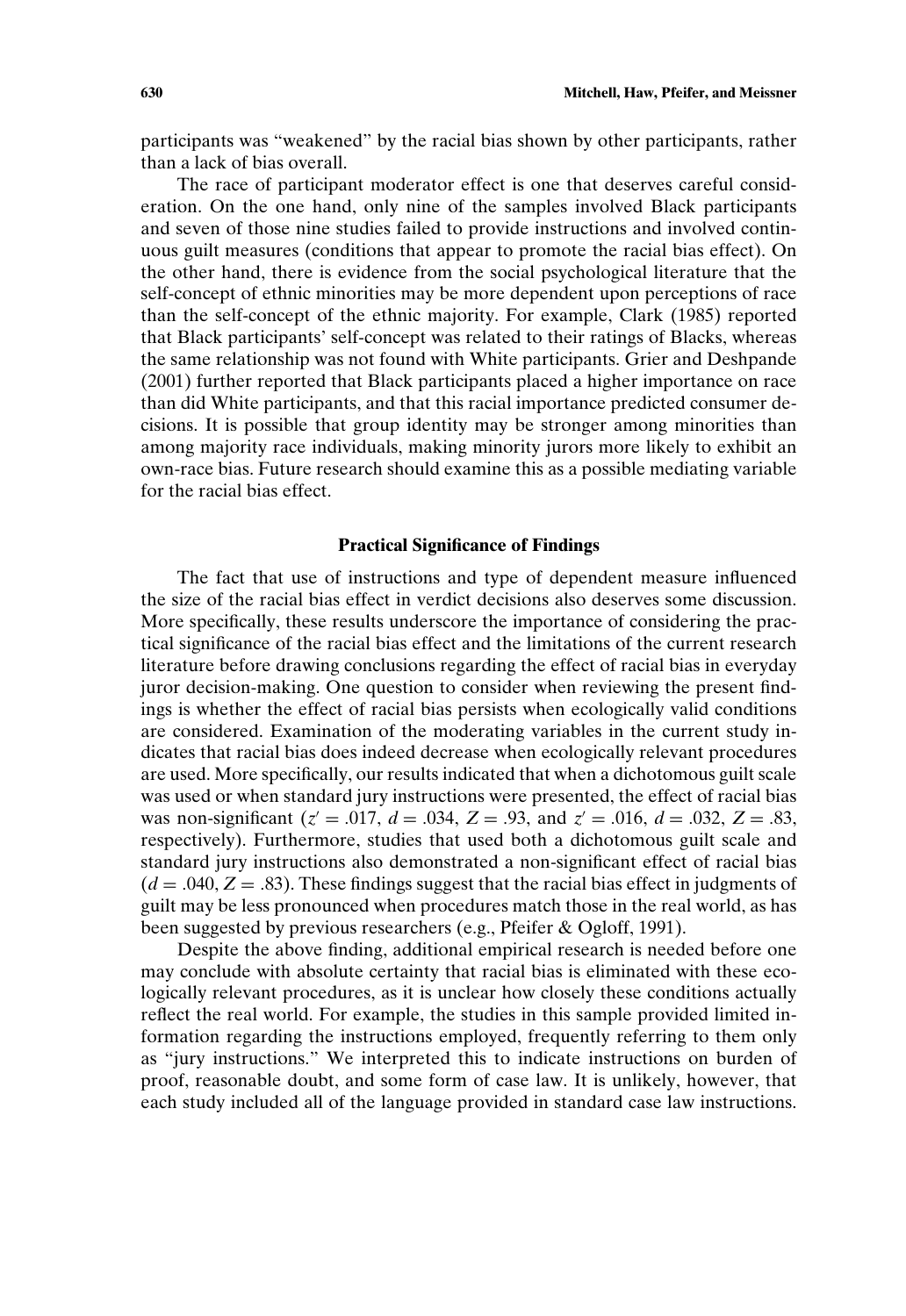participants was "weakened" by the racial bias shown by other participants, rather than a lack of bias overall.

The race of participant moderator effect is one that deserves careful consideration. On the one hand, only nine of the samples involved Black participants and seven of those nine studies failed to provide instructions and involved continuous guilt measures (conditions that appear to promote the racial bias effect). On the other hand, there is evidence from the social psychological literature that the self-concept of ethnic minorities may be more dependent upon perceptions of race than the self-concept of the ethnic majority. For example, Clark (1985) reported that Black participants' self-concept was related to their ratings of Blacks, whereas the same relationship was not found with White participants. Grier and Deshpande (2001) further reported that Black participants placed a higher importance on race than did White participants, and that this racial importance predicted consumer decisions. It is possible that group identity may be stronger among minorities than among majority race individuals, making minority jurors more likely to exhibit an own-race bias. Future research should examine this as a possible mediating variable for the racial bias effect.

### Practical Significance of Findings

The fact that use of instructions and type of dependent measure influenced the size of the racial bias effect in verdict decisions also deserves some discussion. More specifically, these results underscore the importance of considering the practical significance of the racial bias effect and the limitations of the current research literature before drawing conclusions regarding the effect of racial bias in everyday juror decision-making. One question to consider when reviewing the present findings is whether the effect of racial bias persists when ecologically valid conditions are considered. Examination of the moderating variables in the current study indicates that racial bias does indeed decrease when ecologically relevant procedures are used. More specifically, our results indicated that when a dichotomous guilt scale was used or when standard jury instructions were presented, the effect of racial bias was non-significant ($z' = .017$, $d = .034$, $Z = .93$, and $z' = .016$, $d = .032$, $Z = .83$, respectively). Furthermore, studies that used both a dichotomous guilt scale and standard jury instructions also demonstrated a non-significant effect of racial bias ($d = .040$, $Z = .83$). These findings suggest that the racial bias effect in judgments of guilt may be less pronounced when procedures match those in the real world, as has been suggested by previous researchers (e.g., Pfeifer & Ogloff, 1991).

Despite the above finding, additional empirical research is needed before one may conclude with absolute certainty that racial bias is eliminated with these ecologically relevant procedures, as it is unclear how closely these conditions actually reflect the real world. For example, the studies in this sample provided limited information regarding the instructions employed, frequently referring to them only as "jury instructions." We interpreted this to indicate instructions on burden of proof, reasonable doubt, and some form of case law. It is unlikely, however, that each study included all of the language provided in standard case law instructions.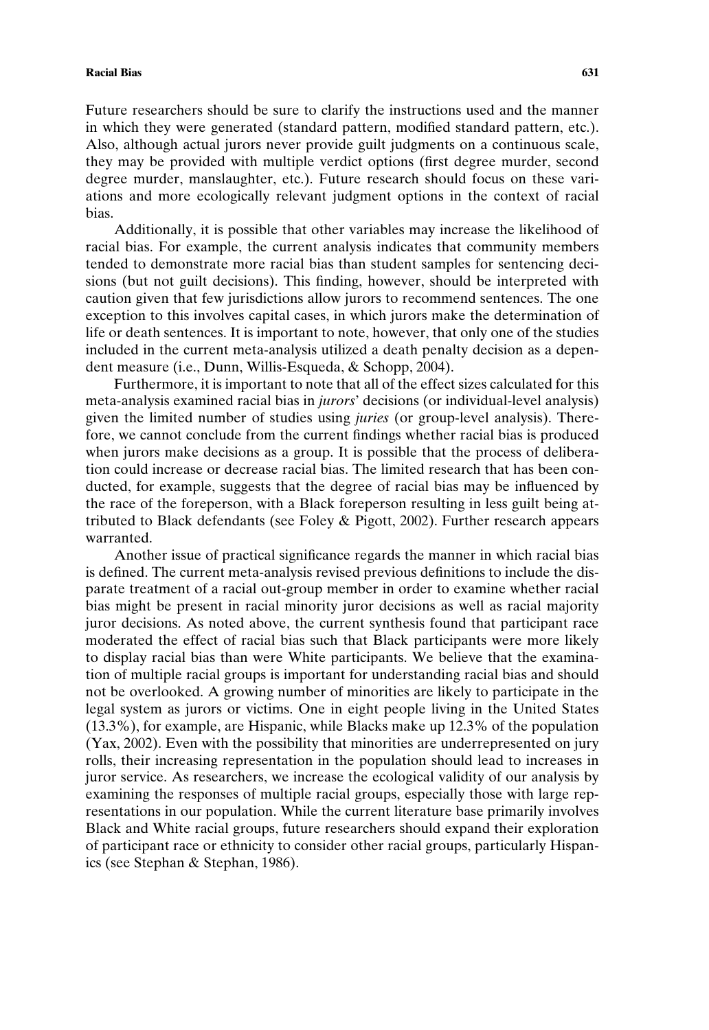Future researchers should be sure to clarify the instructions used and the manner in which they were generated (standard pattern, modified standard pattern, etc.). Also, although actual jurors never provide guilt judgments on a continuous scale, they may be provided with multiple verdict options (first degree murder, second degree murder, manslaughter, etc.). Future research should focus on these variations and more ecologically relevant judgment options in the context of racial bias.

Additionally, it is possible that other variables may increase the likelihood of racial bias. For example, the current analysis indicates that community members tended to demonstrate more racial bias than student samples for sentencing decisions (but not guilt decisions). This finding, however, should be interpreted with caution given that few jurisdictions allow jurors to recommend sentences. The one exception to this involves capital cases, in which jurors make the determination of life or death sentences. It is important to note, however, that only one of the studies included in the current meta-analysis utilized a death penalty decision as a dependent measure (i.e., Dunn, Willis-Esqueda, & Schopp, 2004).

Furthermore, it is important to note that all of the effect sizes calculated for this meta-analysis examined racial bias in *jurors*' decisions (or individual-level analysis) given the limited number of studies using *juries* (or group-level analysis). Therefore, we cannot conclude from the current findings whether racial bias is produced when jurors make decisions as a group. It is possible that the process of deliberation could increase or decrease racial bias. The limited research that has been conducted, for example, suggests that the degree of racial bias may be influenced by the race of the foreperson, with a Black foreperson resulting in less guilt being attributed to Black defendants (see Foley & Pigott, 2002). Further research appears warranted.

Another issue of practical significance regards the manner in which racial bias is defined. The current meta-analysis revised previous definitions to include the disparate treatment of a racial out-group member in order to examine whether racial bias might be present in racial minority juror decisions as well as racial majority juror decisions. As noted above, the current synthesis found that participant race moderated the effect of racial bias such that Black participants were more likely to display racial bias than were White participants. We believe that the examination of multiple racial groups is important for understanding racial bias and should not be overlooked. A growing number of minorities are likely to participate in the legal system as jurors or victims. One in eight people living in the United States (13.3%), for example, are Hispanic, while Blacks make up 12.3% of the population (Yax, 2002). Even with the possibility that minorities are underrepresented on jury rolls, their increasing representation in the population should lead to increases in juror service. As researchers, we increase the ecological validity of our analysis by examining the responses of multiple racial groups, especially those with large representations in our population. While the current literature base primarily involves Black and White racial groups, future researchers should expand their exploration of participant race or ethnicity to consider other racial groups, particularly Hispanics (see Stephan & Stephan, 1986).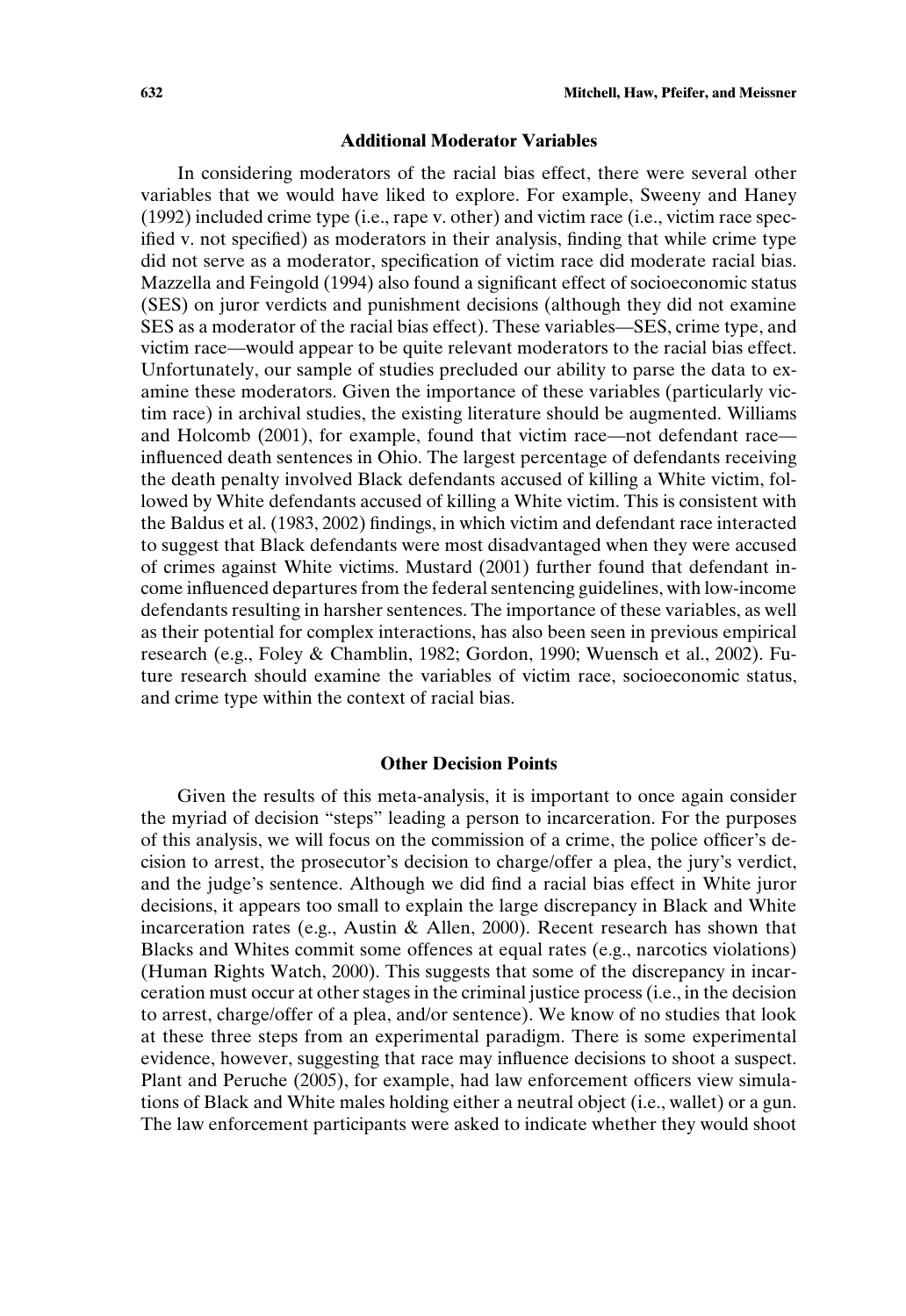### Additional Moderator Variables

In considering moderators of the racial bias effect, there were several other variables that we would have liked to explore. For example, Sweeny and Haney (1992) included crime type (i.e., rape v. other) and victim race (i.e., victim race specified v. not specified) as moderators in their analysis, finding that while crime type did not serve as a moderator, specification of victim race did moderate racial bias. Mazzella and Feingold (1994) also found a significant effect of socioeconomic status (SES) on juror verdicts and punishment decisions (although they did not examine SES as a moderator of the racial bias effect). These variables—SES, crime type, and victim race—would appear to be quite relevant moderators to the racial bias effect. Unfortunately, our sample of studies precluded our ability to parse the data to examine these moderators. Given the importance of these variables (particularly victim race) in archival studies, the existing literature should be augmented. Williams and Holcomb (2001), for example, found that victim race—not defendant race—influenced death sentences in Ohio. The largest percentage of defendants receiving the death penalty involved Black defendants accused of killing a White victim, followed by White defendants accused of killing a White victim. This is consistent with the Baldus et al. (1983, 2002) findings, in which victim and defendant race interacted to suggest that Black defendants were most disadvantaged when they were accused of crimes against White victims. Mustard (2001) further found that defendant income influenced departures from the federal sentencing guidelines, with low-income defendants resulting in harsher sentences. The importance of these variables, as well as their potential for complex interactions, has also been seen in previous empirical research (e.g., Foley & Chamblin, 1982; Gordon, 1990; Wuensch et al., 2002). Future research should examine the variables of victim race, socioeconomic status, and crime type within the context of racial bias.

### Other Decision Points

Given the results of this meta-analysis, it is important to once again consider the myriad of decision "steps" leading a person to incarceration. For the purposes of this analysis, we will focus on the commission of a crime, the police officer's decision to arrest, the prosecutor's decision to charge/offer a plea, the jury's verdict, and the judge's sentence. Although we did find a racial bias effect in White juror decisions, it appears too small to explain the large discrepancy in Black and White incarceration rates (e.g., Austin & Allen, 2000). Recent research has shown that Blacks and Whites commit some offences at equal rates (e.g., narcotics violations) (Human Rights Watch, 2000). This suggests that some of the discrepancy in incarceration must occur at other stages in the criminal justice process (i.e., in the decision to arrest, charge/offer of a plea, and/or sentence). We know of no studies that look at these three steps from an experimental paradigm. There is some experimental evidence, however, suggesting that race may influence decisions to shoot a suspect. Plant and Peruche (2005), for example, had law enforcement officers view simulations of Black and White males holding either a neutral object (i.e., wallet) or a gun. The law enforcement participants were asked to indicate whether they would shoot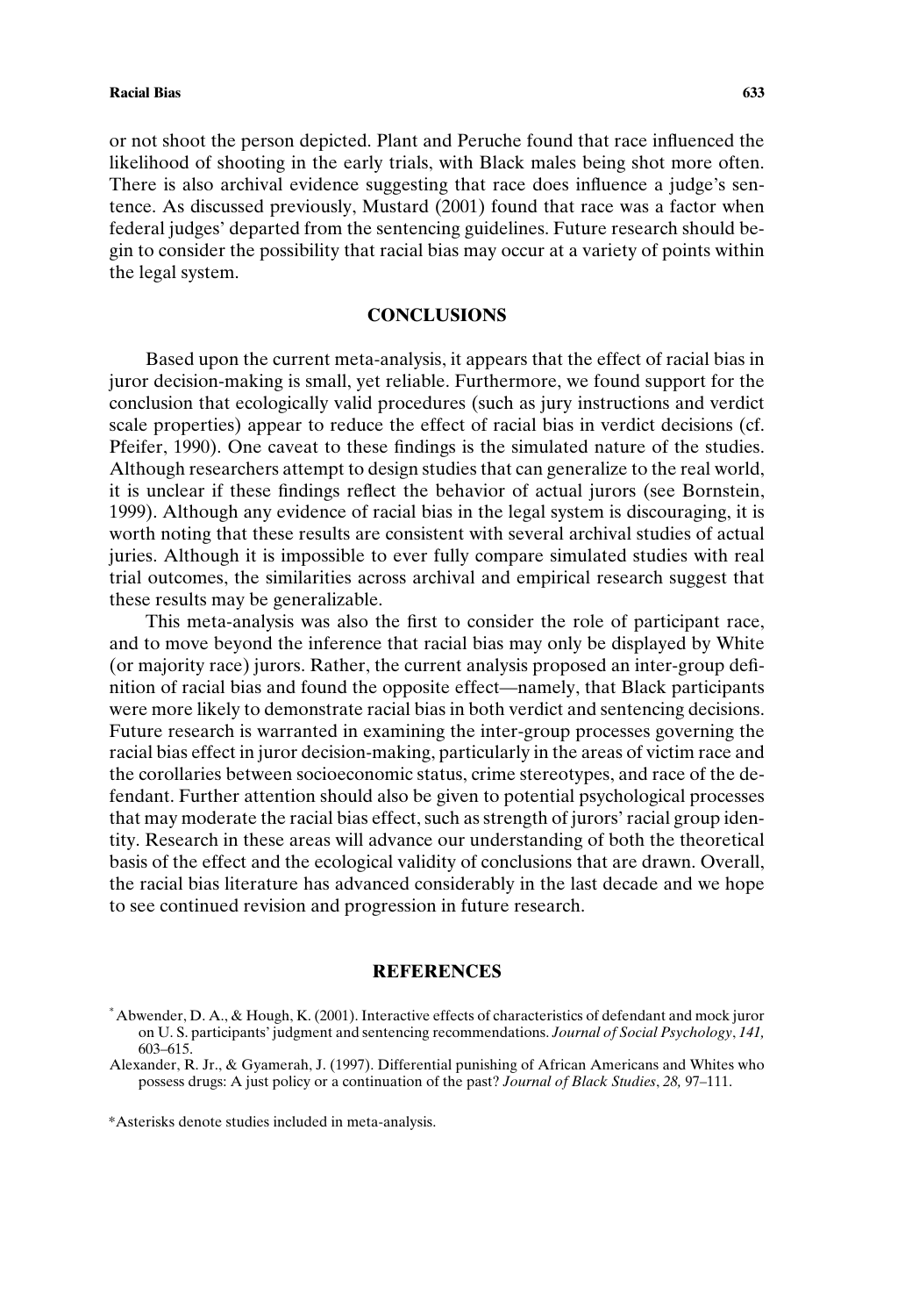or not shoot the person depicted. Plant and Peruche found that race influenced the likelihood of shooting in the early trials, with Black males being shot more often. There is also archival evidence suggesting that race does influence a judge's sentence. As discussed previously, Mustard (2001) found that race was a factor when federal judges' departed from the sentencing guidelines. Future research should begin to consider the possibility that racial bias may occur at a variety of points within the legal system.

## CONCLUSIONS

Based upon the current meta-analysis, it appears that the effect of racial bias in juror decision-making is small, yet reliable. Furthermore, we found support for the conclusion that ecologically valid procedures (such as jury instructions and verdict scale properties) appear to reduce the effect of racial bias in verdict decisions (cf. Pfeifer, 1990). One caveat to these findings is the simulated nature of the studies. Although researchers attempt to design studies that can generalize to the real world, it is unclear if these findings reflect the behavior of actual jurors (see Bornstein, 1999). Although any evidence of racial bias in the legal system is discouraging, it is worth noting that these results are consistent with several archival studies of actual juries. Although it is impossible to ever fully compare simulated studies with real trial outcomes, the similarities across archival and empirical research suggest that these results may be generalizable.

This meta-analysis was also the first to consider the role of participant race, and to move beyond the inference that racial bias may only be displayed by White (or majority race) jurors. Rather, the current analysis proposed an inter-group definition of racial bias and found the opposite effect—namely, that Black participants were more likely to demonstrate racial bias in both verdict and sentencing decisions. Future research is warranted in examining the inter-group processes governing the racial bias effect in juror decision-making, particularly in the areas of victim race and the corollaries between socioeconomic status, crime stereotypes, and race of the defendant. Further attention should also be given to potential psychological processes that may moderate the racial bias effect, such as strength of jurors' racial group identity. Research in these areas will advance our understanding of both the theoretical basis of the effect and the ecological validity of conclusions that are drawn. Overall, the racial bias literature has advanced considerably in the last decade and we hope to see continued revision and progression in future research.

## REFERENCES

*Abwender, D. A., & Hough, K. (2001). Interactive effects of characteristics of defendant and mock juror on U. S. participants' judgment and sentencing recommendations. *Journal of Social Psychology*, *141,* 603–615.

Alexander, R. Jr., & Gyamerah, J. (1997). Differential punishing of African Americans and Whites who possess drugs: A just policy or a continuation of the past? *Journal of Black Studies*, *28,* 97–111.

*Asterisks denote studies included in meta-analysis.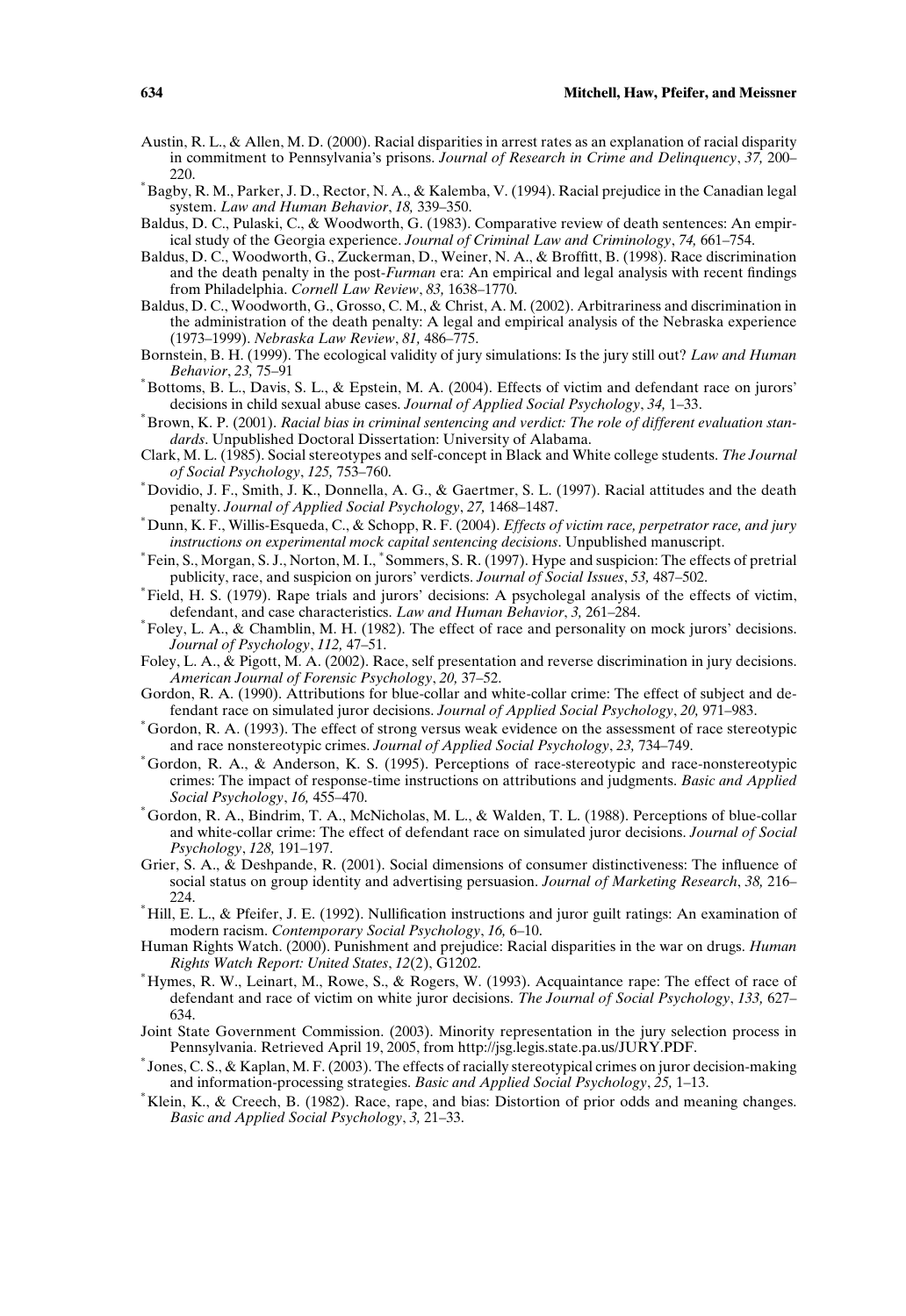Austin, R. L., & Allen, M. D. (2000). Racial disparities in arrest rates as an explanation of racial disparity in commitment to Pennsylvania's prisons. *Journal of Research in Crime and Delinquency*, *37*, 200–220.

*Bagby, R. M., Parker, J. D., Rector, N. A., & Kalemba, V. (1994). Racial prejudice in the Canadian legal system. *Law and Human Behavior*, *18*, 339–350.

Baldus, D. C., Pulaski, C., & Woodworth, G. (1983). Comparative review of death sentences: An empirical study of the Georgia experience. *Journal of Criminal Law and Criminology*, *74*, 661–754.

Baldus, D. C., Woodworth, G., Zuckerman, D., Weiner, N. A., & Broffitt, B. (1998). Race discrimination and the death penalty in the post-*Furman* era: An empirical and legal analysis with recent findings from Philadelphia. *Cornell Law Review*, *83*, 1638–1770.

Baldus, D. C., Woodworth, G., Grosso, C. M., & Christ, A. M. (2002). Arbitrariness and discrimination in the administration of the death penalty: A legal and empirical analysis of the Nebraska experience (1973–1999). *Nebraska Law Review*, *81*, 486–775.

Bornstein, B. H. (1999). The ecological validity of jury simulations: Is the jury still out? *Law and Human Behavior*, *23*, 75–91

*Bottoms, B. L., Davis, S. L., & Epstein, M. A. (2004). Effects of victim and defendant race on jurors' decisions in child sexual abuse cases. *Journal of Applied Social Psychology*, *34*, 1–33.

*Brown, K. P. (2001). *Racial bias in criminal sentencing and verdict: The role of different evaluation standards*. Unpublished Doctoral Dissertation: University of Alabama.

Clark, M. L. (1985). Social stereotypes and self-concept in Black and White college students. *The Journal of Social Psychology*, *125*, 753–760.

*Dovidio, J. F., Smith, J. K., Donnella, A. G., & Gaertmer, S. L. (1997). Racial attitudes and the death penalty. *Journal of Applied Social Psychology*, *27*, 1468–1487.

*Dunn, K. F., Willis-Esqueda, C., & Schopp, R. F. (2004). *Effects of victim race, perpetrator race, and jury instructions on experimental mock capital sentencing decisions*. Unpublished manuscript.

*Fein, S., Morgan, S. J., Norton, M. I., *Sommers, S. R. (1997). Hype and suspicion: The effects of pretrial publicity, race, and suspicion on jurors' verdicts. *Journal of Social Issues*, *53*, 487–502.

*Field, H. S. (1979). Rape trials and jurors' decisions: A psycholegal analysis of the effects of victim, defendant, and case characteristics. *Law and Human Behavior*, *3*, 261–284.

*Foley, L. A., & Chamblin, M. H. (1982). The effect of race and personality on mock jurors' decisions. *Journal of Psychology*, *112*, 47–51.

Foley, L. A., & Pigott, M. A. (2002). Race, self presentation and reverse discrimination in jury decisions. *American Journal of Forensic Psychology*, *20*, 37–52.

Gordon, R. A. (1990). Attributions for blue-collar and white-collar crime: The effect of subject and defendant race on simulated juror decisions. *Journal of Applied Social Psychology*, *20*, 971–983.

*Gordon, R. A. (1993). The effect of strong versus weak evidence on the assessment of race stereotypic and race nonstereotypic crimes. *Journal of Applied Social Psychology*, *23*, 734–749.

*Gordon, R. A., & Anderson, K. S. (1995). Perceptions of race-stereotypic and race-nonstereotypic crimes: The impact of response-time instructions on attributions and judgments. *Basic and Applied Social Psychology*, *16*, 455–470.

*Gordon, R. A., Bindrim, T. A., McNicholas, M. L., & Walden, T. L. (1988). Perceptions of blue-collar and white-collar crime: The effect of defendant race on simulated juror decisions. *Journal of Social Psychology*, *128*, 191–197.

Grier, S. A., & Deshpande, R. (2001). Social dimensions of consumer distinctiveness: The influence of social status on group identity and advertising persuasion. *Journal of Marketing Research*, *38*, 216–224.

*Hill, E. L., & Pfeifer, J. E. (1992). Nullification instructions and juror guilt ratings: An examination of modern racism. *Contemporary Social Psychology*, *16*, 6–10.

Human Rights Watch. (2000). Punishment and prejudice: Racial disparities in the war on drugs. *Human Rights Watch Report: United States*, *12*(2), G1202.

*Hymes, R. W., Leinart, M., Rowe, S., & Rogers, W. (1993). Acquaintance rape: The effect of race of defendant and race of victim on white juror decisions. *The Journal of Social Psychology*, *133*, 627–634.

Joint State Government Commission. (2003). Minority representation in the jury selection process in Pennsylvania. Retrieved April 19, 2005, from http://jsg.legis.state.pa.us/JURY.PDF.

*Jones, C. S., & Kaplan, M. F. (2003). The effects of racially stereotypical crimes on juror decision-making and information-processing strategies. *Basic and Applied Social Psychology*, *25*, 1–13.

*Klein, K., & Creech, B. (1982). Race, rape, and bias: Distortion of prior odds and meaning changes. *Basic and Applied Social Psychology*, *3*, 21–33.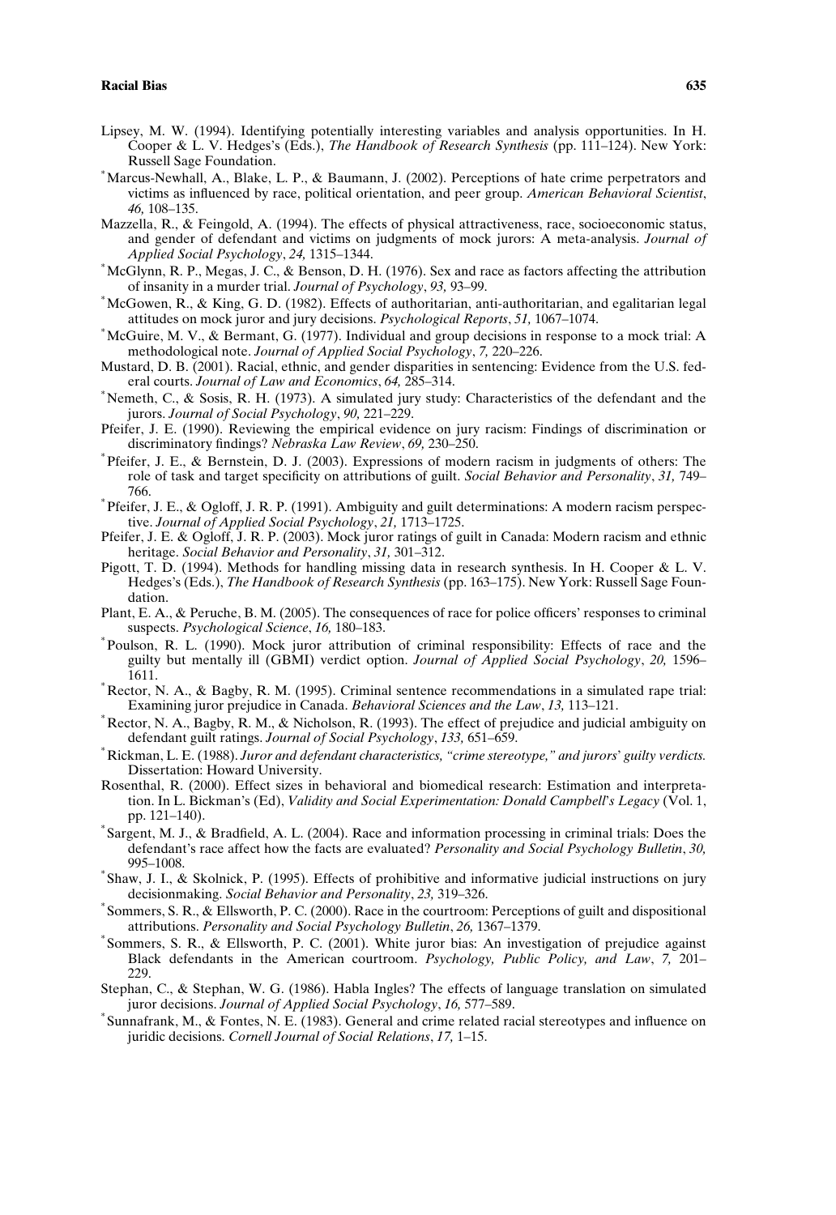Lipsey, M. W. (1994). Identifying potentially interesting variables and analysis opportunities. In H. Cooper & L. V. Hedges's (Eds.), *The Handbook of Research Synthesis* (pp. 111–124). New York: Russell Sage Foundation.

*Marcus-Newhall, A., Blake, L. P., & Baumann, J. (2002). Perceptions of hate crime perpetrators and victims as influenced by race, political orientation, and peer group. *American Behavioral Scientist*, *46,* 108–135.

Mazzella, R., & Feingold, A. (1994). The effects of physical attractiveness, race, socioeconomic status, and gender of defendant and victims on judgments of mock jurors: A meta-analysis. *Journal of Applied Social Psychology*, *24,* 1315–1344.

*McGlynn, R. P., Megas, J. C., & Benson, D. H. (1976). Sex and race as factors affecting the attribution of insanity in a murder trial. *Journal of Psychology*, *93,* 93–99.

*McGowen, R., & King, G. D. (1982). Effects of authoritarian, anti-authoritarian, and egalitarian legal attitudes on mock juror and jury decisions. *Psychological Reports*, *51,* 1067–1074.

*McGuire, M. V., & Bermant, G. (1977). Individual and group decisions in response to a mock trial: A methodological note. *Journal of Applied Social Psychology*, *7,* 220–226.

Mustard, D. B. (2001). Racial, ethnic, and gender disparities in sentencing: Evidence from the U.S. federal courts. *Journal of Law and Economics*, *64,* 285–314.

*Nemeth, C., & Sosis, R. H. (1973). A simulated jury study: Characteristics of the defendant and the jurors. *Journal of Social Psychology*, *90,* 221–229.

Pfeifer, J. E. (1990). Reviewing the empirical evidence on jury racism: Findings of discrimination or discriminatory findings? *Nebraska Law Review*, *69,* 230–250.

*Pfeifer, J. E., & Bernstein, D. J. (2003). Expressions of modern racism in judgments of others: The role of task and target specificity on attributions of guilt. *Social Behavior and Personality*, *31,* 749–766.

*Pfeifer, J. E., & Ogloff, J. R. P. (1991). Ambiguity and guilt determinations: A modern racism perspective. *Journal of Applied Social Psychology*, *21,* 1713–1725.

Pfeifer, J. E. & Ogloff, J. R. P. (2003). Mock juror ratings of guilt in Canada: Modern racism and ethnic heritage. *Social Behavior and Personality*, *31,* 301–312.

Pigott, T. D. (1994). Methods for handling missing data in research synthesis. In H. Cooper & L. V. Hedges's (Eds.), *The Handbook of Research Synthesis* (pp. 163–175). New York: Russell Sage Foundation.

Plant, E. A., & Peruche, B. M. (2005). The consequences of race for police officers' responses to criminal suspects. *Psychological Science*, *16,* 180–183.

*Poulson, R. L. (1990). Mock juror attribution of criminal responsibility: Effects of race and the guilty but mentally ill (GBMI) verdict option. *Journal of Applied Social Psychology*, *20,* 1596–1611.

*Rector, N. A., & Bagby, R. M. (1995). Criminal sentence recommendations in a simulated rape trial: Examining juror prejudice in Canada. *Behavioral Sciences and the Law*, *13,* 113–121.

*Rector, N. A., Bagby, R. M., & Nicholson, R. (1993). The effect of prejudice and judicial ambiguity on defendant guilt ratings. *Journal of Social Psychology*, *133,* 651–659.

*Rickman, L. E. (1988). *Juror and defendant characteristics, "crime stereotype," and jurors' guilty verdicts.* Dissertation: Howard University.

Rosenthal, R. (2000). Effect sizes in behavioral and biomedical research: Estimation and interpretation. In L. Bickman's (Ed), *Validity and Social Experimentation: Donald Campbell's Legacy* (Vol. 1, pp. 121–140).

*Sargent, M. J., & Bradfield, A. L. (2004). Race and information processing in criminal trials: Does the defendant's race affect how the facts are evaluated? *Personality and Social Psychology Bulletin*, *30,* 995–1008.

*Shaw, J. I., & Skolnick, P. (1995). Effects of prohibitive and informative judicial instructions on jury decisionmaking. *Social Behavior and Personality*, *23,* 319–326.

*Sommers, S. R., & Ellsworth, P. C. (2000). Race in the courtroom: Perceptions of guilt and dispositional attributions. *Personality and Social Psychology Bulletin*, *26,* 1367–1379.

*Sommers, S. R., & Ellsworth, P. C. (2001). White juror bias: An investigation of prejudice against Black defendants in the American courtroom. *Psychology, Public Policy, and Law*, *7,* 201–229.

Stephan, C., & Stephan, W. G. (1986). Habla Ingles? The effects of language translation on simulated juror decisions. *Journal of Applied Social Psychology*, *16,* 577–589.

*Sunnafrank, M., & Fontes, N. E. (1983). General and crime related racial stereotypes and influence on juridic decisions. *Cornell Journal of Social Relations*, *17,* 1–15.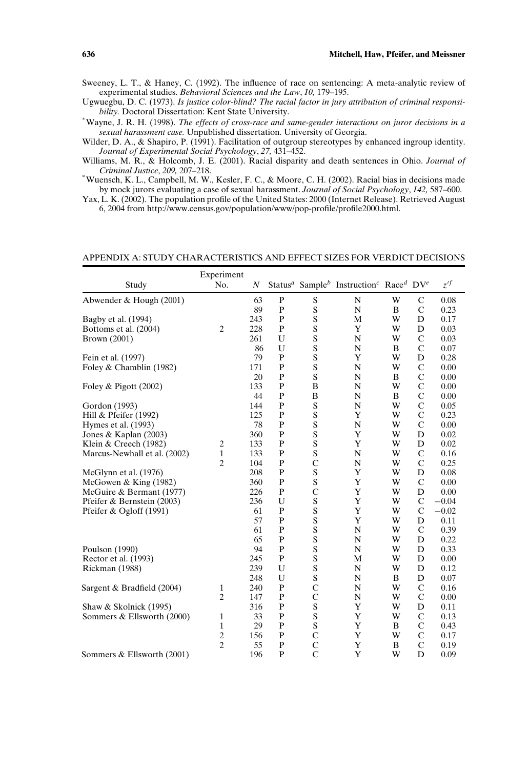Sweeney, L. T., & Haney, C. (1992). The influence of race on sentencing: A meta-analytic review of experimental studies. *Behavioral Sciences and the Law*, *10,* 179–195.

Ugwuegbu, D. C. (1973). *Is justice color-blind? The racial factor in jury attribution of criminal responsibility.* Doctoral Dissertation: Kent State University.

*Wayne, J. R. H. (1998). *The effects of cross-race and same-gender interactions on juror decisions in a sexual harassment case.* Unpublished dissertation. University of Georgia.

Wilder, D. A., & Shapiro, P. (1991). Facilitation of outgroup stereotypes by enhanced ingroup identity. *Journal of Experimental Social Psychology*, *27,* 431–452.

Williams, M. R., & Holcomb, J. E. (2001). Racial disparity and death sentences in Ohio. *Journal of Criminal Justice*, *209,* 207–218.

*Wuensch, K. L., Campbell, M. W., Kesler, F. C., & Moore, C. H. (2002). Racial bias in decisions made by mock jurors evaluating a case of sexual harassment. *Journal of Social Psychology*, *142,* 587–600.

Yax, L. K. (2002). The population profile of the United States: 2000 (Internet Release). Retrieved August 6, 2004 from http://www.census.gov/population/www/pop-profile/profile2000.html.

## APPENDIX A: STUDY CHARACTERISTICS AND EFFECT SIZES FOR VERDICT DECISIONS

| Study | Experiment No. | $N$ | Status[a] | Sample[b] | Instruction[c] | Race[d] | DV[e] | $z'^{f}$ |
|---|---|---|---|---|---|---|---|---|
| Abwender & Hough (2001) | | 63 | P | S | N | W | C | 0.08 |
| | | 89 | P | S | N | B | C | 0.23 |
| Bagby et al. (1994) | | 243 | P | S | M | W | D | 0.17 |
| Bottoms et al. (2004) | 2 | 228 | P | S | Y | W | D | 0.03 |
| Brown (2001) | | 261 | U | S | N | W | C | 0.03 |
| | | 86 | U | S | N | B | C | 0.07 |
| Fein et al. (1997) | | 79 | P | S | Y | W | D | 0.28 |
| Foley & Chamblin (1982) | | 171 | P | S | N | W | C | 0.00 |
| | | 20 | P | S | N | B | C | 0.00 |
| Foley & Pigott (2002) | | 133 | P | B | N | W | C | 0.00 |
| | | 44 | P | B | N | B | C | 0.00 |
| Gordon (1993) | | 144 | P | S | N | W | C | 0.05 |
| Hill & Pfeifer (1992) | | 125 | P | S | Y | W | C | 0.23 |
| Hymes et al. (1993) | | 78 | P | S | N | W | C | 0.00 |
| Jones & Kaplan (2003) | | 360 | P | S | Y | W | D | 0.02 |
| Klein & Creech (1982) | 2 | 133 | P | S | Y | W | D | 0.02 |
| Marcus-Newhall et al. (2002) | 1 | 133 | P | S | N | W | C | 0.16 |
| | 2 | 104 | P | C | N | W | C | 0.25 |
| McGlynn et al. (1976) | | 208 | P | S | Y | W | D | 0.08 |
| McGowen & King (1982) | | 360 | P | S | Y | W | C | 0.00 |
| McGuire & Bermant (1977) | | 226 | P | C | Y | W | D | 0.00 |
| Pfeifer & Bernstein (2003) | | 236 | U | S | Y | W | C | −0.04 |
| Pfeifer & Ogloff (1991) | | 61 | P | S | Y | W | C | −0.02 |
| | | 57 | P | S | Y | W | D | 0.11 |
| | | 61 | P | S | N | W | C | 0.39 |
| | | 65 | P | S | N | W | D | 0.22 |
| Poulson (1990) | | 94 | P | S | N | W | D | 0.33 |
| Rector et al. (1993) | | 245 | P | S | M | W | D | 0.00 |
| Rickman (1988) | | 239 | U | S | N | W | D | 0.12 |
| | | 248 | U | S | N | B | D | 0.07 |
| Sargent & Bradfield (2004) | 1 | 240 | P | C | N | W | C | 0.16 |
| | 2 | 147 | P | C | N | W | C | 0.00 |
| Shaw & Skolnick (1995) | | 316 | P | S | Y | W | D | 0.11 |
| Sommers & Ellsworth (2000) | 1 | 33 | P | S | Y | W | C | 0.13 |
| | 1 | 29 | P | S | Y | B | C | 0.43 |
| | 2 | 156 | P | C | Y | W | C | 0.17 |
| | 2 | 55 | P | C | Y | B | C | 0.19 |
| Sommers & Ellsworth (2001) | | 196 | P | C | Y | W | D | 0.09 |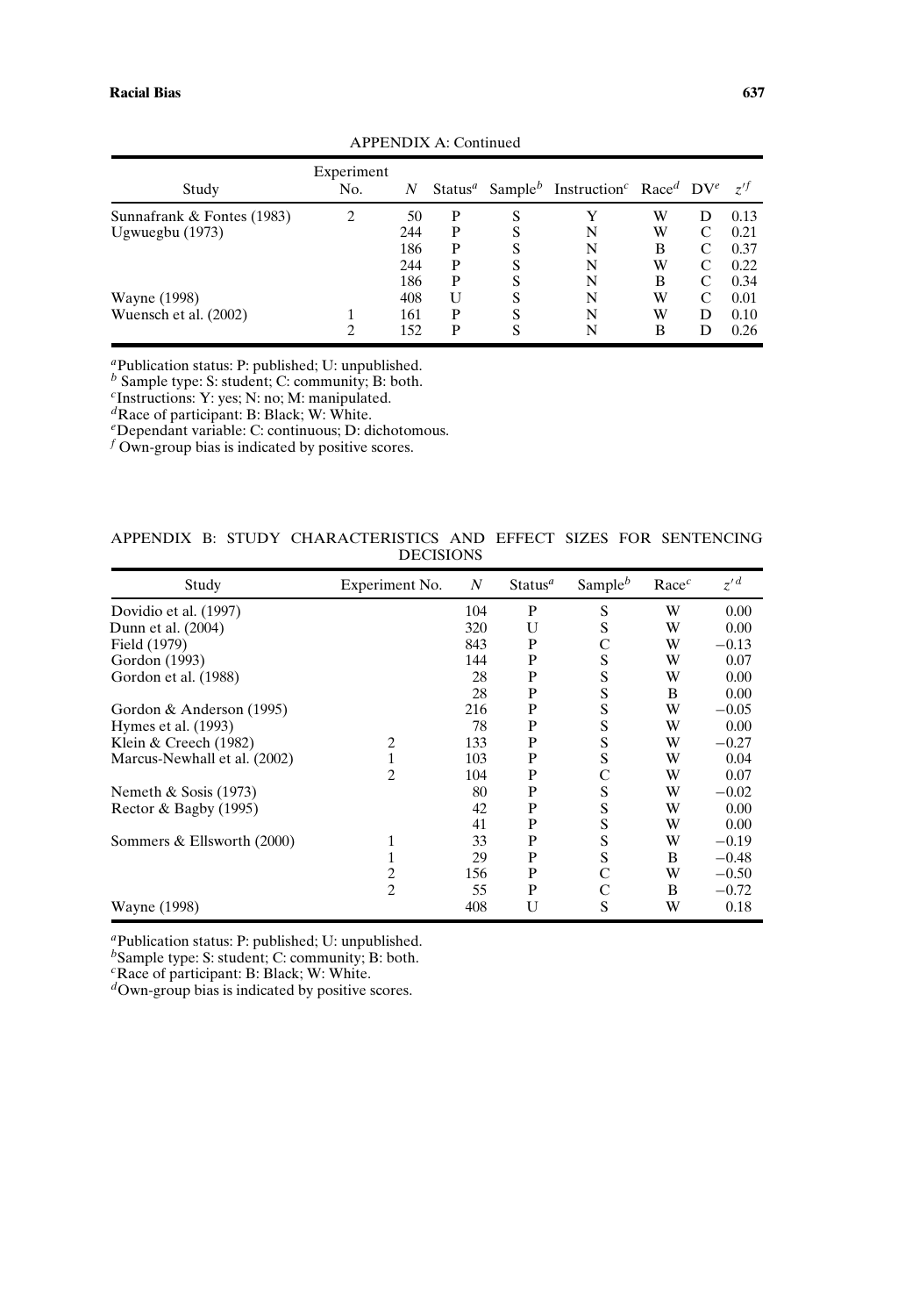APPENDIX A: Continued

| Study | Experiment No. | $N$ | Status[a] | Sample[b] | Instruction[c] | Race[d] | DV[e] | $z'^{f}$ |
|---|---|---|---|---|---|---|---|---|
| Sunnafrank & Fontes (1983) | 2 | 50 | P | S | Y | W | D | 0.13 |
| Ugwuegbu (1973) | | 244 | P | S | N | W | C | 0.21 |
| | | 186 | P | S | N | B | C | 0.37 |
| | | 244 | P | S | N | W | C | 0.22 |
| | | 186 | P | S | N | B | C | 0.34 |
| Wayne (1998) | | 408 | U | S | N | W | C | 0.01 |
| Wuensch et al. (2002) | 1 | 161 | P | S | N | W | D | 0.10 |
| | 2 | 152 | P | S | N | B | D | 0.26 |

[a]Publication status: P: published; U: unpublished.
[b] Sample type: S: student; C: community; B: both.
[c]Instructions: Y: yes; N: no; M: manipulated.
[d]Race of participant: B: Black; W: White.
[e]Dependant variable: C: continuous; D: dichotomous.
[f] Own-group bias is indicated by positive scores.

## APPENDIX B: STUDY CHARACTERISTICS AND EFFECT SIZES FOR SENTENCING DECISIONS

| Study | Experiment No. | $N$ | Status[a] | Sample[b] | Race[c] | $z'^{d}$ |
|---|---|---|---|---|---|---|
| Dovidio et al. (1997) | | 104 | P | S | W | 0.00 |
| Dunn et al. (2004) | | 320 | U | S | W | 0.00 |
| Field (1979) | | 843 | P | C | W | −0.13 |
| Gordon (1993) | | 144 | P | S | W | 0.07 |
| Gordon et al. (1988) | | 28 | P | S | W | 0.00 |
| | | 28 | P | S | B | 0.00 |
| Gordon & Anderson (1995) | | 216 | P | S | W | −0.05 |
| Hymes et al. (1993) | | 78 | P | S | W | 0.00 |
| Klein & Creech (1982) | 2 | 133 | P | S | W | −0.27 |
| Marcus-Newhall et al. (2002) | 1 | 103 | P | S | W | 0.04 |
| | 2 | 104 | P | C | W | 0.07 |
| Nemeth & Sosis (1973) | | 80 | P | S | W | −0.02 |
| Rector & Bagby (1995) | | 42 | P | S | W | 0.00 |
| | | 41 | P | S | W | 0.00 |
| Sommers & Ellsworth (2000) | 1 | 33 | P | S | W | −0.19 |
| | 1 | 29 | P | S | B | −0.48 |
| | 2 | 156 | P | C | W | −0.50 |
| | 2 | 55 | P | C | B | −0.72 |
| Wayne (1998) | | 408 | U | S | W | 0.18 |

[a]Publication status: P: published; U: unpublished.
[b]Sample type: S: student; C: community; B: both.
[c]Race of participant: B: Black; W: White.
[d]Own-group bias is indicated by positive scores.